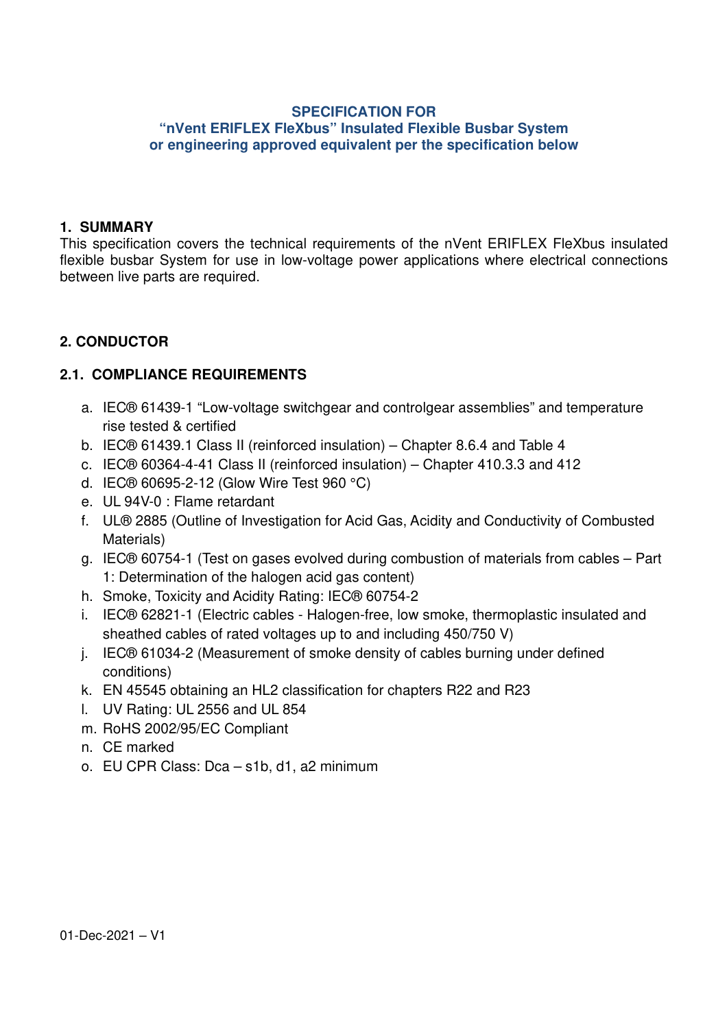# SPECIFICATION FOR
# "nVent ERIFLEX FleXbus" Insulated Flexible Busbar System
# or engineering approved equivalent per the specification below

## 1. SUMMARY

This specification covers the technical requirements of the nVent ERIFLEX FleXbus insulated flexible busbar System for use in low-voltage power applications where electrical connections between live parts are required.

## 2. CONDUCTOR

### 2.1. COMPLIANCE REQUIREMENTS

a. IEC® 61439-1 "Low-voltage switchgear and controlgear assemblies" and temperature rise tested & certified
b. IEC® 61439.1 Class II (reinforced insulation) – Chapter 8.6.4 and Table 4
c. IEC® 60364-4-41 Class II (reinforced insulation) – Chapter 410.3.3 and 412
d. IEC® 60695-2-12 (Glow Wire Test 960 °C)
e. UL 94V-0 : Flame retardant
f. UL® 2885 (Outline of Investigation for Acid Gas, Acidity and Conductivity of Combusted Materials)
g. IEC® 60754-1 (Test on gases evolved during combustion of materials from cables – Part 1: Determination of the halogen acid gas content)
h. Smoke, Toxicity and Acidity Rating: IEC® 60754-2
i. IEC® 62821-1 (Electric cables - Halogen-free, low smoke, thermoplastic insulated and sheathed cables of rated voltages up to and including 450/750 V)
j. IEC® 61034-2 (Measurement of smoke density of cables burning under defined conditions)
k. EN 45545 obtaining an HL2 classification for chapters R22 and R23
l. UV Rating: UL 2556 and UL 854
m. RoHS 2002/95/EC Compliant
n. CE marked
o. EU CPR Class: Dca – s1b, d1, a2 minimum

01-Dec-2021 – V1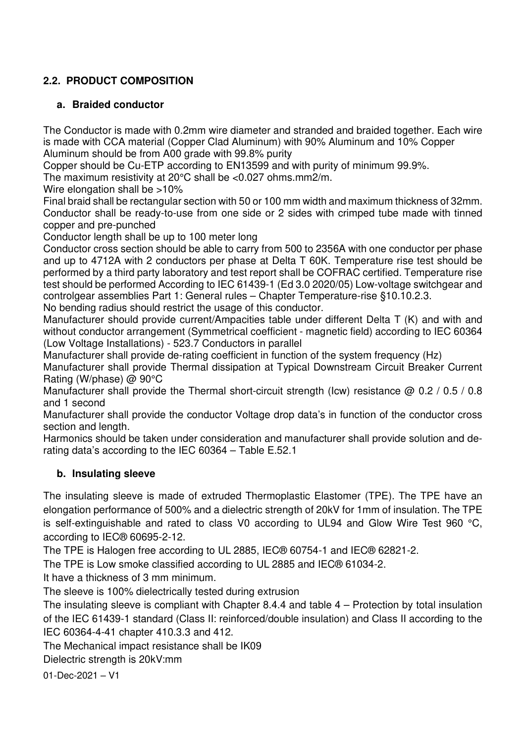## 2.2. PRODUCT COMPOSITION

### a. Braided conductor

The Conductor is made with 0.2mm wire diameter and stranded and braided together. Each wire is made with CCA material (Copper Clad Aluminum) with 90% Aluminum and 10% Copper

Aluminum should be from A00 grade with 99.8% purity

Copper should be Cu-ETP according to EN13599 and with purity of minimum 99.9%.

The maximum resistivity at 20°C shall be <0.027 ohms.mm2/m.

Wire elongation shall be >10%

Final braid shall be rectangular section with 50 or 100 mm width and maximum thickness of 32mm.

Conductor shall be ready-to-use from one side or 2 sides with crimped tube made with tinned copper and pre-punched

Conductor length shall be up to 100 meter long

Conductor cross section should be able to carry from 500 to 2356A with one conductor per phase and up to 4712A with 2 conductors per phase at Delta T 60K. Temperature rise test should be performed by a third party laboratory and test report shall be COFRAC certified. Temperature rise test should be performed According to IEC 61439-1 (Ed 3.0 2020/05) Low-voltage switchgear and controlgear assemblies Part 1: General rules – Chapter Temperature-rise §10.10.2.3.

No bending radius should restrict the usage of this conductor.

Manufacturer should provide current/Ampacities table under different Delta T (K) and with and without conductor arrangement (Symmetrical coefficient - magnetic field) according to IEC 60364 (Low Voltage Installations) - 523.7 Conductors in parallel

Manufacturer shall provide de-rating coefficient in function of the system frequency (Hz)

Manufacturer shall provide Thermal dissipation at Typical Downstream Circuit Breaker Current Rating (W/phase) @ 90°C

Manufacturer shall provide the Thermal short-circuit strength (Icw) resistance @ 0.2 / 0.5 / 0.8 and 1 second

Manufacturer shall provide the conductor Voltage drop data's in function of the conductor cross section and length.

Harmonics should be taken under consideration and manufacturer shall provide solution and de-rating data's according to the IEC 60364 – Table E.52.1

### b. Insulating sleeve

The insulating sleeve is made of extruded Thermoplastic Elastomer (TPE). The TPE have an elongation performance of 500% and a dielectric strength of 20kV for 1mm of insulation. The TPE is self-extinguishable and rated to class V0 according to UL94 and Glow Wire Test 960 °C, according to IEC® 60695-2-12.

The TPE is Halogen free according to UL 2885, IEC® 60754-1 and IEC® 62821-2.

The TPE is Low smoke classified according to UL 2885 and IEC® 61034-2.

It have a thickness of 3 mm minimum.

The sleeve is 100% dielectrically tested during extrusion

The insulating sleeve is compliant with Chapter 8.4.4 and table 4 – Protection by total insulation of the IEC 61439-1 standard (Class II: reinforced/double insulation) and Class II according to the IEC 60364-4-41 chapter 410.3.3 and 412.

The Mechanical impact resistance shall be IK09

Dielectric strength is 20kV:mm

01-Dec-2021 – V1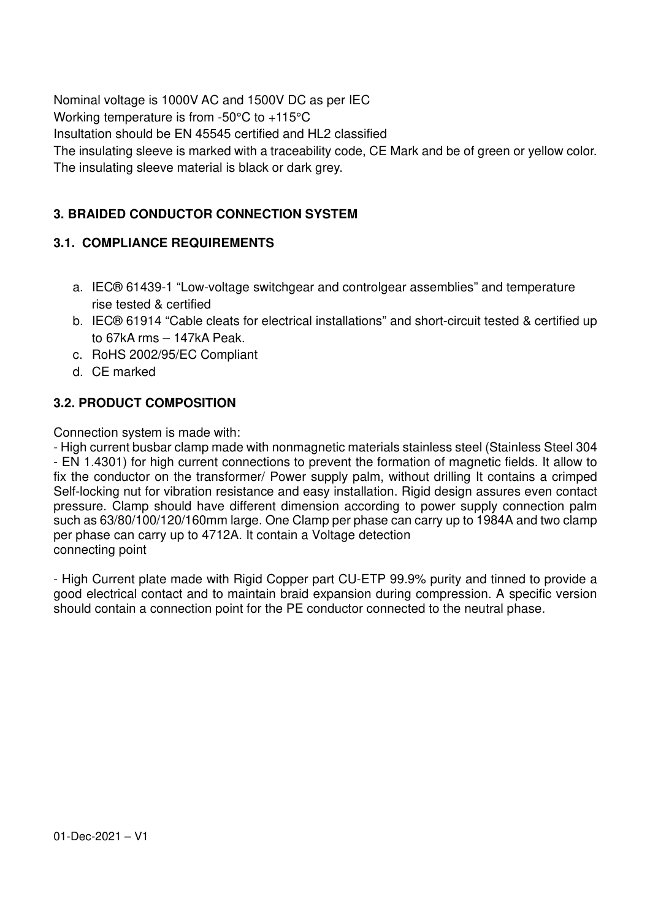Nominal voltage is 1000V AC and 1500V DC as per IEC
Working temperature is from -50°C to +115°C
Insultation should be EN 45545 certified and HL2 classified
The insulating sleeve is marked with a traceability code, CE Mark and be of green or yellow color.
The insulating sleeve material is black or dark grey.

### 3. BRAIDED CONDUCTOR CONNECTION SYSTEM

#### 3.1. COMPLIANCE REQUIREMENTS

a. IEC® 61439-1 “Low-voltage switchgear and controlgear assemblies” and temperature rise tested & certified
b. IEC® 61914 “Cable cleats for electrical installations” and short-circuit tested & certified up to 67kA rms – 147kA Peak.
c. RoHS 2002/95/EC Compliant
d. CE marked

#### 3.2. PRODUCT COMPOSITION

Connection system is made with:

- High current busbar clamp made with nonmagnetic materials stainless steel (Stainless Steel 304 - EN 1.4301) for high current connections to prevent the formation of magnetic fields. It allow to fix the conductor on the transformer/ Power supply palm, without drilling It contains a crimped Self-locking nut for vibration resistance and easy installation. Rigid design assures even contact pressure. Clamp should have different dimension according to power supply connection palm such as 63/80/100/120/160mm large. One Clamp per phase can carry up to 1984A and two clamp per phase can carry up to 4712A. It contain a Voltage detection connecting point

- High Current plate made with Rigid Copper part CU-ETP 99.9% purity and tinned to provide a good electrical contact and to maintain braid expansion during compression. A specific version should contain a connection point for the PE conductor connected to the neutral phase.

01-Dec-2021 – V1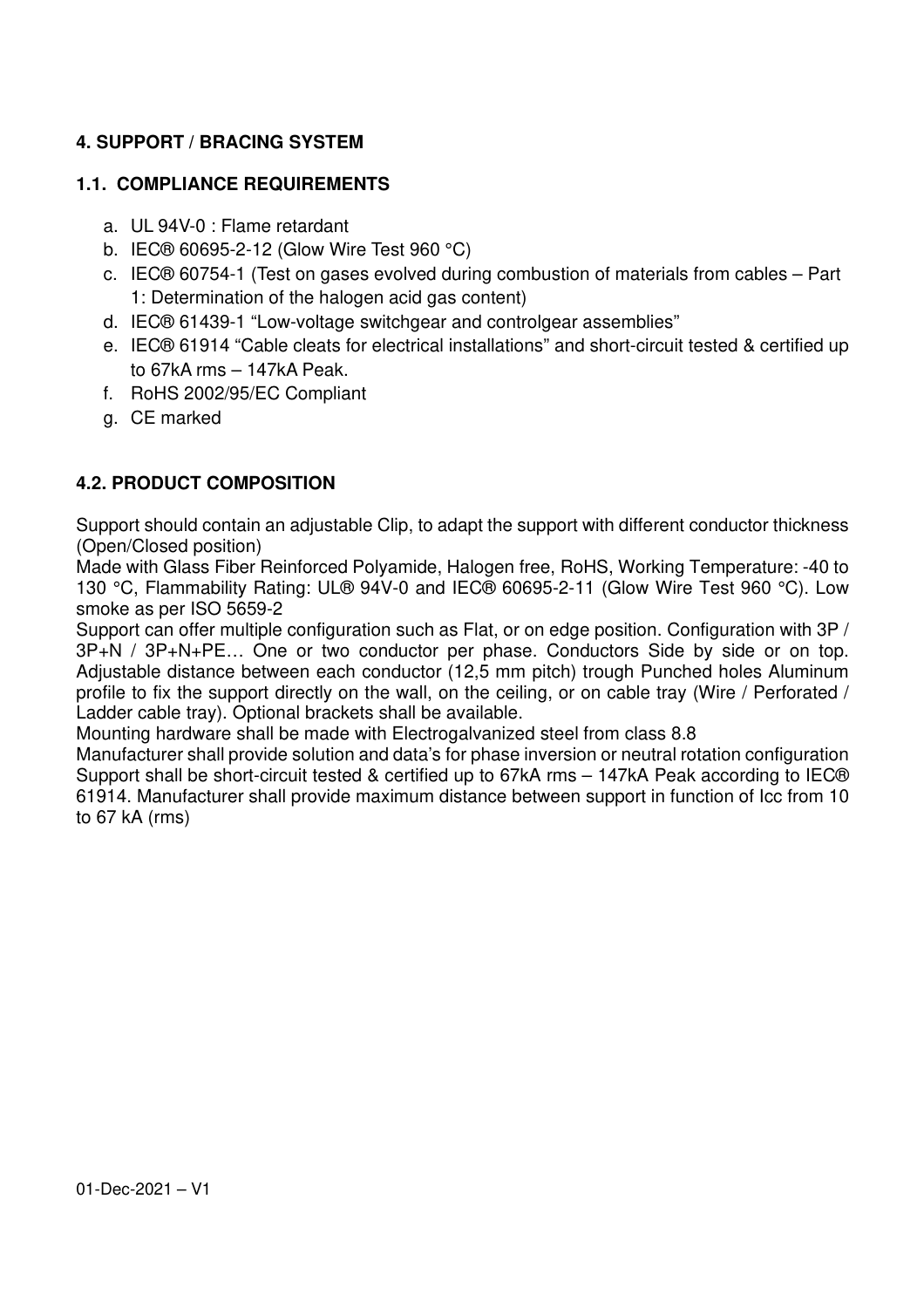### 4. SUPPORT / BRACING SYSTEM

#### 1.1. COMPLIANCE REQUIREMENTS

a. UL 94V-0 : Flame retardant
b. IEC® 60695-2-12 (Glow Wire Test 960 °C)
c. IEC® 60754-1 (Test on gases evolved during combustion of materials from cables – Part 1: Determination of the halogen acid gas content)
d. IEC® 61439-1 “Low-voltage switchgear and controlgear assemblies”
e. IEC® 61914 “Cable cleats for electrical installations” and short-circuit tested & certified up to 67kA rms – 147kA Peak.
f. RoHS 2002/95/EC Compliant
g. CE marked

#### 4.2. PRODUCT COMPOSITION

Support should contain an adjustable Clip, to adapt the support with different conductor thickness (Open/Closed position)
Made with Glass Fiber Reinforced Polyamide, Halogen free, RoHS, Working Temperature: -40 to 130 °C, Flammability Rating: UL® 94V-0 and IEC® 60695-2-11 (Glow Wire Test 960 °C). Low smoke as per ISO 5659-2
Support can offer multiple configuration such as Flat, or on edge position. Configuration with 3P / 3P+N / 3P+N+PE… One or two conductor per phase. Conductors Side by side or on top. Adjustable distance between each conductor (12,5 mm pitch) trough Punched holes Aluminum profile to fix the support directly on the wall, on the ceiling, or on cable tray (Wire / Perforated / Ladder cable tray). Optional brackets shall be available.
Mounting hardware shall be made with Electrogalvanized steel from class 8.8
Manufacturer shall provide solution and data’s for phase inversion or neutral rotation configuration
Support shall be short-circuit tested & certified up to 67kA rms – 147kA Peak according to IEC® 61914. Manufacturer shall provide maximum distance between support in function of Icc from 10 to 67 kA (rms)

01-Dec-2021 – V1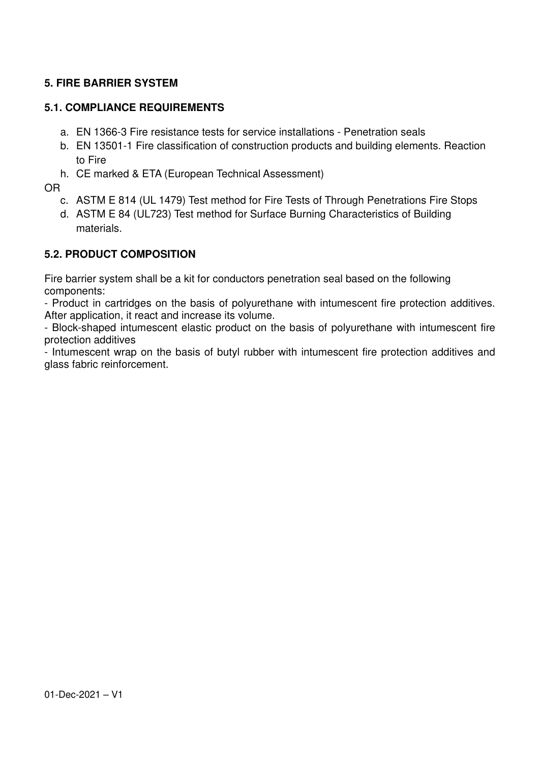### 5. FIRE BARRIER SYSTEM

#### 5.1. COMPLIANCE REQUIREMENTS

a. EN 1366-3 Fire resistance tests for service installations - Penetration seals
b. EN 13501-1 Fire classification of construction products and building elements. Reaction to Fire
h. CE marked & ETA (European Technical Assessment)

OR

c. ASTM E 814 (UL 1479) Test method for Fire Tests of Through Penetrations Fire Stops
d. ASTM E 84 (UL723) Test method for Surface Burning Characteristics of Building materials.

#### 5.2. PRODUCT COMPOSITION

Fire barrier system shall be a kit for conductors penetration seal based on the following components:

- Product in cartridges on the basis of polyurethane with intumescent fire protection additives. After application, it react and increase its volume.
- Block-shaped intumescent elastic product on the basis of polyurethane with intumescent fire protection additives
- Intumescent wrap on the basis of butyl rubber with intumescent fire protection additives and glass fabric reinforcement.

01-Dec-2021 – V1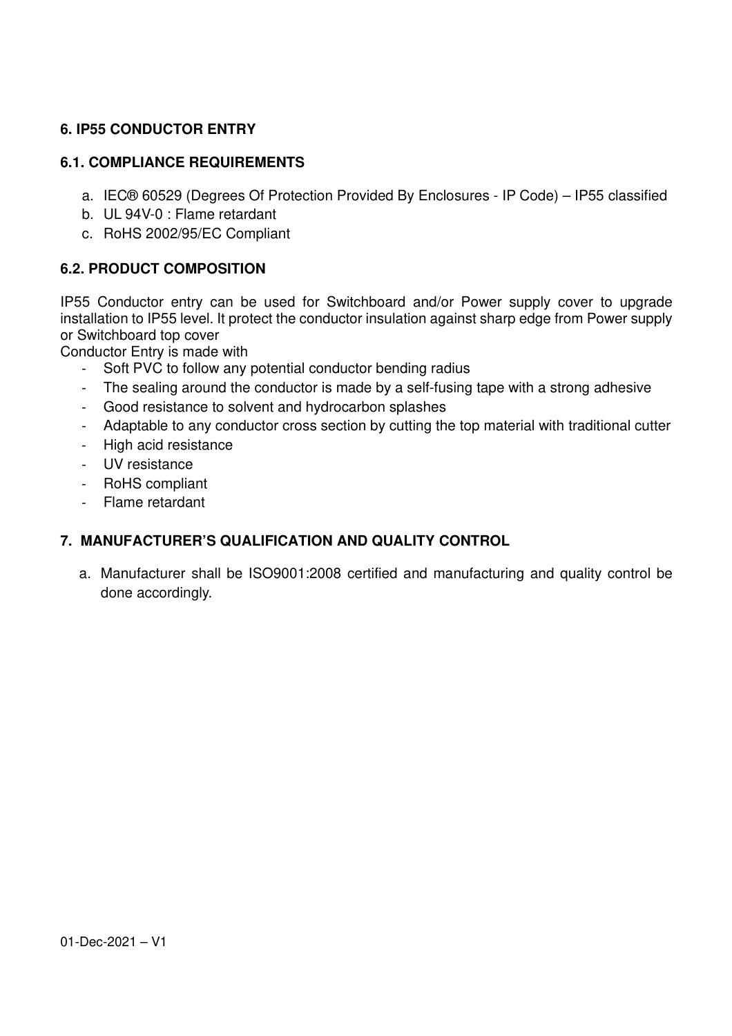## 6. IP55 CONDUCTOR ENTRY

### 6.1. COMPLIANCE REQUIREMENTS

a. IEC® 60529 (Degrees Of Protection Provided By Enclosures - IP Code) – IP55 classified
b. UL 94V-0 : Flame retardant
c. RoHS 2002/95/EC Compliant

### 6.2. PRODUCT COMPOSITION

IP55 Conductor entry can be used for Switchboard and/or Power supply cover to upgrade installation to IP55 level. It protect the conductor insulation against sharp edge from Power supply or Switchboard top cover

Conductor Entry is made with

- Soft PVC to follow any potential conductor bending radius
- The sealing around the conductor is made by a self-fusing tape with a strong adhesive
- Good resistance to solvent and hydrocarbon splashes
- Adaptable to any conductor cross section by cutting the top material with traditional cutter
- High acid resistance
- UV resistance
- RoHS compliant
- Flame retardant

## 7. MANUFACTURER'S QUALIFICATION AND QUALITY CONTROL

a. Manufacturer shall be ISO9001:2008 certified and manufacturing and quality control be done accordingly.

01-Dec-2021 – V1